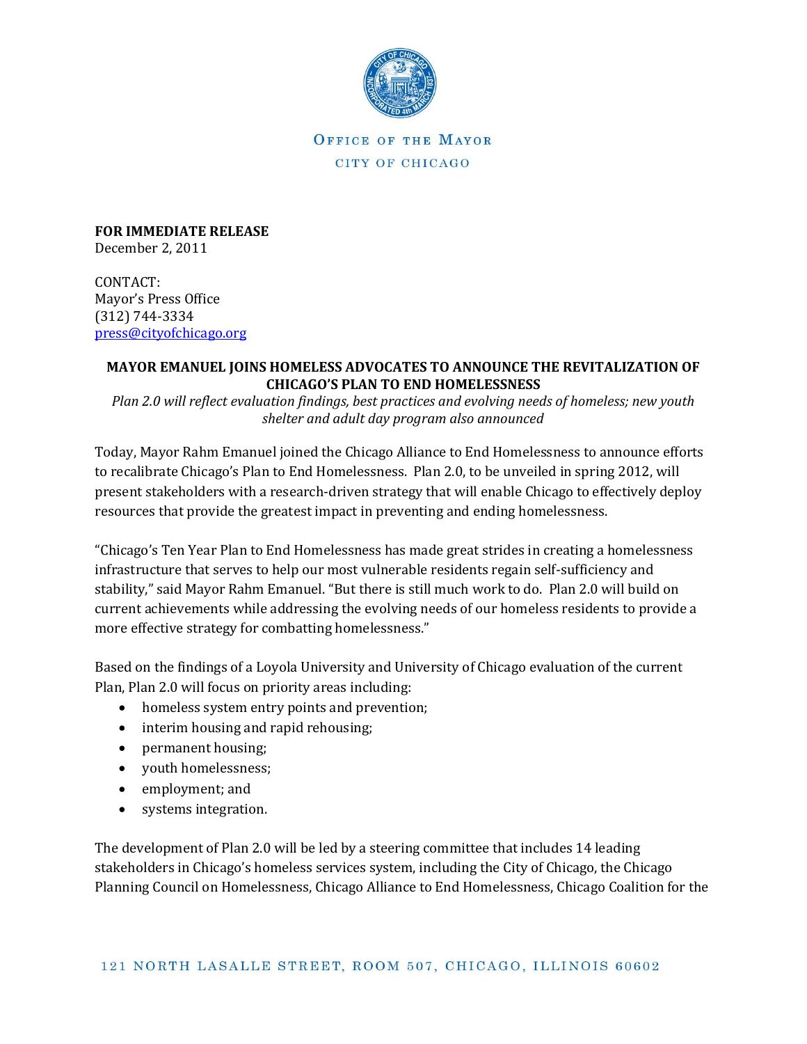OFFICE OF THE MAYOR

CITY OF CHICAGO

**FOR IMMEDIATE RELEASE**
December 2, 2011

CONTACT:
Mayor's Press Office
(312) 744-3334
press@cityofchicago.org

**MAYOR EMANUEL JOINS HOMELESS ADVOCATES TO ANNOUNCE THE REVITALIZATION OF CHICAGO'S PLAN TO END HOMELESSNESS**

*Plan 2.0 will reflect evaluation findings, best practices and evolving needs of homeless; new youth shelter and adult day program also announced*

Today, Mayor Rahm Emanuel joined the Chicago Alliance to End Homelessness to announce efforts to recalibrate Chicago's Plan to End Homelessness. Plan 2.0, to be unveiled in spring 2012, will present stakeholders with a research-driven strategy that will enable Chicago to effectively deploy resources that provide the greatest impact in preventing and ending homelessness.

"Chicago's Ten Year Plan to End Homelessness has made great strides in creating a homelessness infrastructure that serves to help our most vulnerable residents regain self-sufficiency and stability," said Mayor Rahm Emanuel. "But there is still much work to do. Plan 2.0 will build on current achievements while addressing the evolving needs of our homeless residents to provide a more effective strategy for combatting homelessness."

Based on the findings of a Loyola University and University of Chicago evaluation of the current Plan, Plan 2.0 will focus on priority areas including:

- homeless system entry points and prevention;
- interim housing and rapid rehousing;
- permanent housing;
- youth homelessness;
- employment; and
- systems integration.

The development of Plan 2.0 will be led by a steering committee that includes 14 leading stakeholders in Chicago's homeless services system, including the City of Chicago, the Chicago Planning Council on Homelessness, Chicago Alliance to End Homelessness, Chicago Coalition for the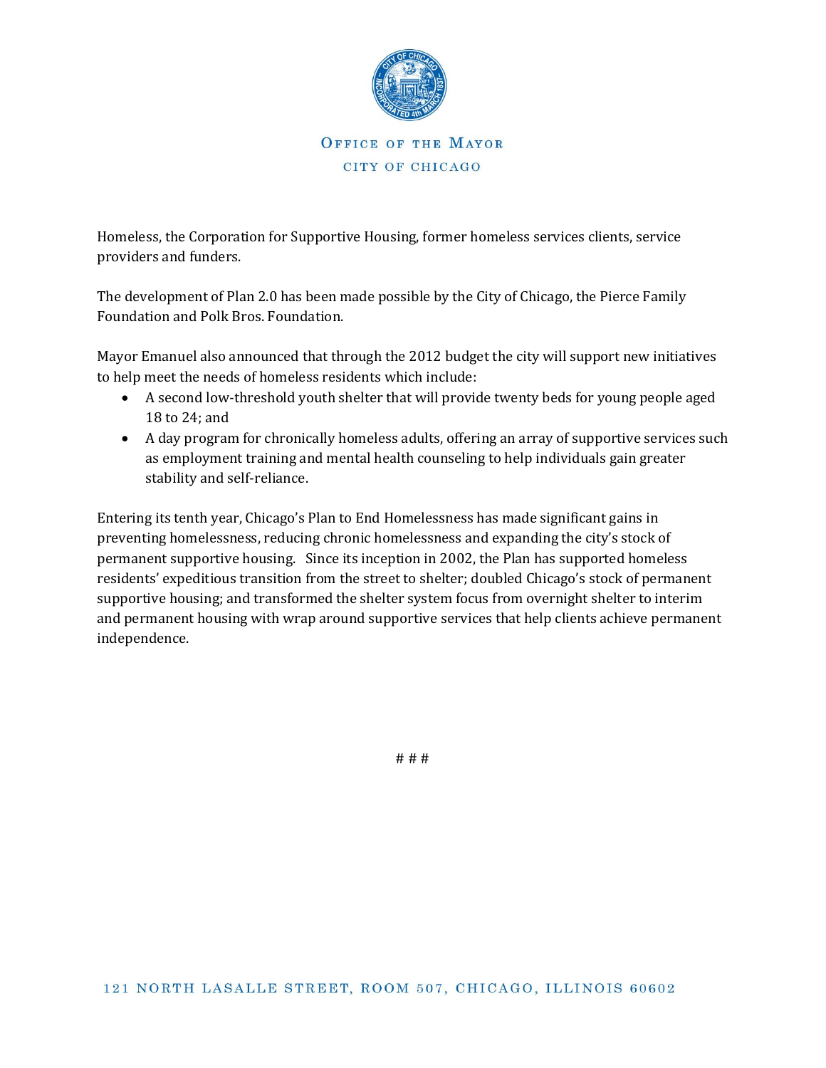Homeless, the Corporation for Supportive Housing, former homeless services clients, service providers and funders.

The development of Plan 2.0 has been made possible by the City of Chicago, the Pierce Family Foundation and Polk Bros. Foundation.

Mayor Emanuel also announced that through the 2012 budget the city will support new initiatives to help meet the needs of homeless residents which include:

- A second low-threshold youth shelter that will provide twenty beds for young people aged 18 to 24; and
- A day program for chronically homeless adults, offering an array of supportive services such as employment training and mental health counseling to help individuals gain greater stability and self-reliance.

Entering its tenth year, Chicago's Plan to End Homelessness has made significant gains in preventing homelessness, reducing chronic homelessness and expanding the city's stock of permanent supportive housing. Since its inception in 2002, the Plan has supported homeless residents' expeditious transition from the street to shelter; doubled Chicago's stock of permanent supportive housing; and transformed the shelter system focus from overnight shelter to interim and permanent housing with wrap around supportive services that help clients achieve permanent independence.

# # #